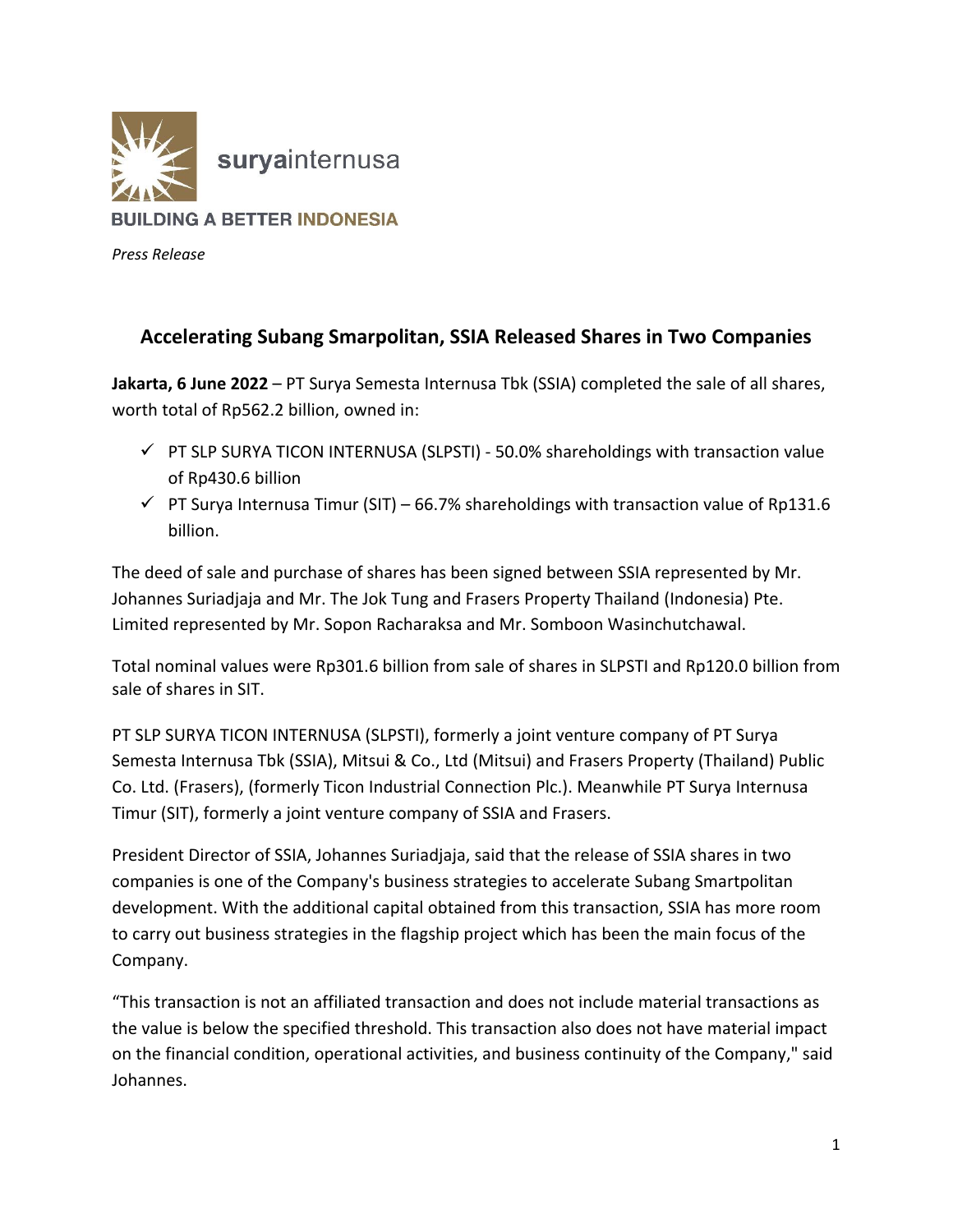suryainternusa

BUILDING A BETTER INDONESIA

*Press Release*

## Accelerating Subang Smarpolitan, SSIA Released Shares in Two Companies

**Jakarta, 6 June 2022** – PT Surya Semesta Internusa Tbk (SSIA) completed the sale of all shares, worth total of Rp562.2 billion, owned in:

- ✓ PT SLP SURYA TICON INTERNUSA (SLPSTI) - 50.0% shareholdings with transaction value of Rp430.6 billion
- ✓ PT Surya Internusa Timur (SIT) – 66.7% shareholdings with transaction value of Rp131.6 billion.

The deed of sale and purchase of shares has been signed between SSIA represented by Mr. Johannes Suriadjaja and Mr. The Jok Tung and Frasers Property Thailand (Indonesia) Pte. Limited represented by Mr. Sopon Racharaksa and Mr. Somboon Wasinchutchawal.

Total nominal values were Rp301.6 billion from sale of shares in SLPSTI and Rp120.0 billion from sale of shares in SIT.

PT SLP SURYA TICON INTERNUSA (SLPSTI), formerly a joint venture company of PT Surya Semesta Internusa Tbk (SSIA), Mitsui & Co., Ltd (Mitsui) and Frasers Property (Thailand) Public Co. Ltd. (Frasers), (formerly Ticon Industrial Connection Plc.). Meanwhile PT Surya Internusa Timur (SIT), formerly a joint venture company of SSIA and Frasers.

President Director of SSIA, Johannes Suriadjaja, said that the release of SSIA shares in two companies is one of the Company's business strategies to accelerate Subang Smartpolitan development. With the additional capital obtained from this transaction, SSIA has more room to carry out business strategies in the flagship project which has been the main focus of the Company.

"This transaction is not an affiliated transaction and does not include material transactions as the value is below the specified threshold. This transaction also does not have material impact on the financial condition, operational activities, and business continuity of the Company," said Johannes.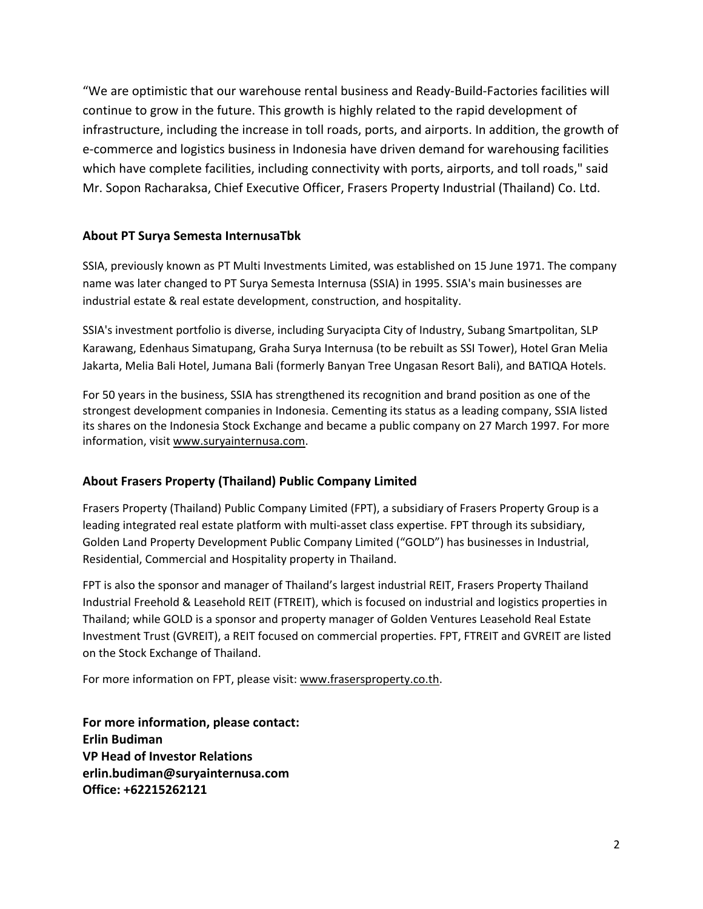"We are optimistic that our warehouse rental business and Ready-Build-Factories facilities will continue to grow in the future. This growth is highly related to the rapid development of infrastructure, including the increase in toll roads, ports, and airports. In addition, the growth of e-commerce and logistics business in Indonesia have driven demand for warehousing facilities which have complete facilities, including connectivity with ports, airports, and toll roads," said Mr. Sopon Racharaksa, Chief Executive Officer, Frasers Property Industrial (Thailand) Co. Ltd.

### About PT Surya Semesta InternusaTbk

SSIA, previously known as PT Multi Investments Limited, was established on 15 June 1971. The company name was later changed to PT Surya Semesta Internusa (SSIA) in 1995. SSIA's main businesses are industrial estate & real estate development, construction, and hospitality.

SSIA's investment portfolio is diverse, including Suryacipta City of Industry, Subang Smartpolitan, SLP Karawang, Edenhaus Simatupang, Graha Surya Internusa (to be rebuilt as SSI Tower), Hotel Gran Melia Jakarta, Melia Bali Hotel, Jumana Bali (formerly Banyan Tree Ungasan Resort Bali), and BATIQA Hotels.

For 50 years in the business, SSIA has strengthened its recognition and brand position as one of the strongest development companies in Indonesia. Cementing its status as a leading company, SSIA listed its shares on the Indonesia Stock Exchange and became a public company on 27 March 1997. For more information, visit www.suryainternusa.com.

### About Frasers Property (Thailand) Public Company Limited

Frasers Property (Thailand) Public Company Limited (FPT), a subsidiary of Frasers Property Group is a leading integrated real estate platform with multi-asset class expertise. FPT through its subsidiary, Golden Land Property Development Public Company Limited ("GOLD") has businesses in Industrial, Residential, Commercial and Hospitality property in Thailand.

FPT is also the sponsor and manager of Thailand's largest industrial REIT, Frasers Property Thailand Industrial Freehold & Leasehold REIT (FTREIT), which is focused on industrial and logistics properties in Thailand; while GOLD is a sponsor and property manager of Golden Ventures Leasehold Real Estate Investment Trust (GVREIT), a REIT focused on commercial properties. FPT, FTREIT and GVREIT are listed on the Stock Exchange of Thailand.

For more information on FPT, please visit: www.frasersproperty.co.th.

**For more information, please contact:**
**Erlin Budiman**
**VP Head of Investor Relations**
**erlin.budiman@suryainternusa.com**
**Office: +62215262121**